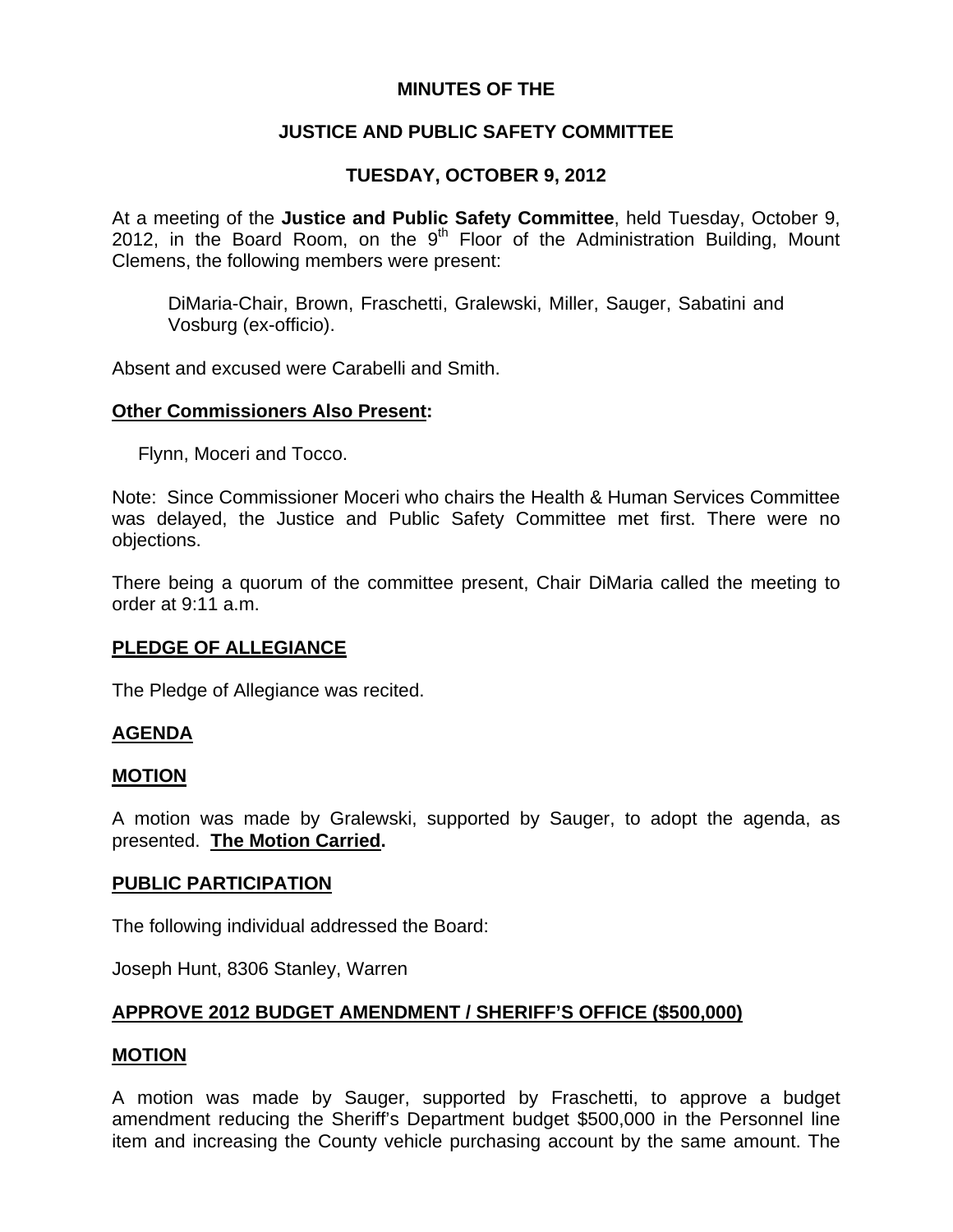**MINUTES OF THE**

**JUSTICE AND PUBLIC SAFETY COMMITTEE**

**TUESDAY, OCTOBER 9, 2012**

At a meeting of the **Justice and Public Safety Committee**, held Tuesday, October 9, 2012, in the Board Room, on the 9th Floor of the Administration Building, Mount Clemens, the following members were present:

DiMaria-Chair, Brown, Fraschetti, Gralewski, Miller, Sauger, Sabatini and Vosburg (ex-officio).

Absent and excused were Carabelli and Smith.

**Other Commissioners Also Present:**

Flynn, Moceri and Tocco.

Note: Since Commissioner Moceri who chairs the Health & Human Services Committee was delayed, the Justice and Public Safety Committee met first. There were no objections.

There being a quorum of the committee present, Chair DiMaria called the meeting to order at 9:11 a.m.

**PLEDGE OF ALLEGIANCE**

The Pledge of Allegiance was recited.

**AGENDA**

**MOTION**

A motion was made by Gralewski, supported by Sauger, to adopt the agenda, as presented. **The Motion Carried.**

**PUBLIC PARTICIPATION**

The following individual addressed the Board:

Joseph Hunt, 8306 Stanley, Warren

**APPROVE 2012 BUDGET AMENDMENT / SHERIFF'S OFFICE ($500,000)**

**MOTION**

A motion was made by Sauger, supported by Fraschetti, to approve a budget amendment reducing the Sheriff's Department budget $500,000 in the Personnel line item and increasing the County vehicle purchasing account by the same amount. The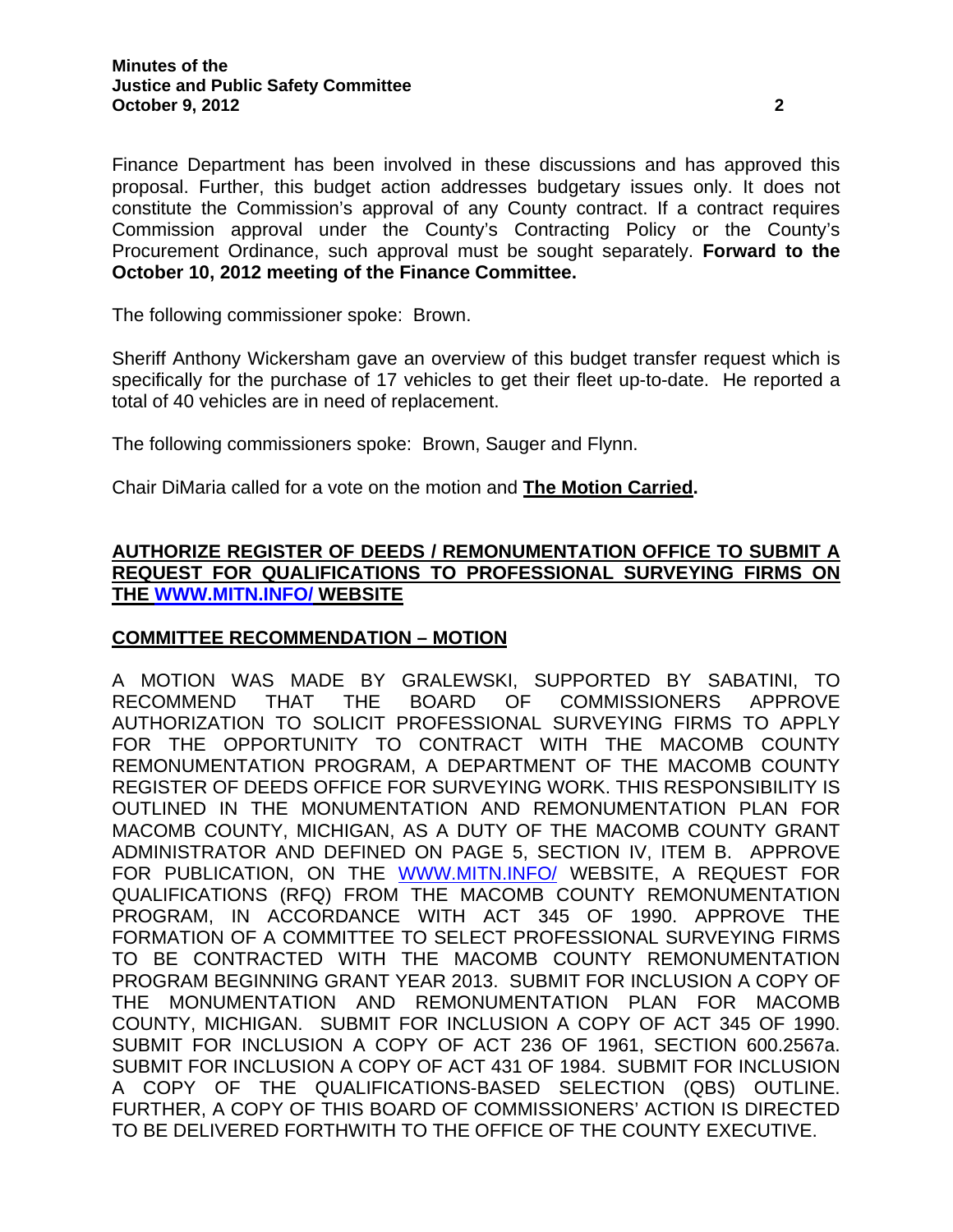Finance Department has been involved in these discussions and has approved this proposal. Further, this budget action addresses budgetary issues only. It does not constitute the Commission's approval of any County contract. If a contract requires Commission approval under the County's Contracting Policy or the County's Procurement Ordinance, such approval must be sought separately. **Forward to the October 10, 2012 meeting of the Finance Committee.**

The following commissioner spoke: Brown.

Sheriff Anthony Wickersham gave an overview of this budget transfer request which is specifically for the purchase of 17 vehicles to get their fleet up-to-date. He reported a total of 40 vehicles are in need of replacement.

The following commissioners spoke: Brown, Sauger and Flynn.

Chair DiMaria called for a vote on the motion and **The Motion Carried.**

**AUTHORIZE REGISTER OF DEEDS / REMONUMENTATION OFFICE TO SUBMIT A REQUEST FOR QUALIFICATIONS TO PROFESSIONAL SURVEYING FIRMS ON THE [WWW.MITN.INFO/](http://www.mitn.info/) WEBSITE**

**COMMITTEE RECOMMENDATION – MOTION**

A MOTION WAS MADE BY GRALEWSKI, SUPPORTED BY SABATINI, TO RECOMMEND THAT THE BOARD OF COMMISSIONERS APPROVE AUTHORIZATION TO SOLICIT PROFESSIONAL SURVEYING FIRMS TO APPLY FOR THE OPPORTUNITY TO CONTRACT WITH THE MACOMB COUNTY REMONUMENTATION PROGRAM, A DEPARTMENT OF THE MACOMB COUNTY REGISTER OF DEEDS OFFICE FOR SURVEYING WORK. THIS RESPONSIBILITY IS OUTLINED IN THE MONUMENTATION AND REMONUMENTATION PLAN FOR MACOMB COUNTY, MICHIGAN, AS A DUTY OF THE MACOMB COUNTY GRANT ADMINISTRATOR AND DEFINED ON PAGE 5, SECTION IV, ITEM B. APPROVE FOR PUBLICATION, ON THE [WWW.MITN.INFO/](http://www.mitn.info/) WEBSITE, A REQUEST FOR QUALIFICATIONS (RFQ) FROM THE MACOMB COUNTY REMONUMENTATION PROGRAM, IN ACCORDANCE WITH ACT 345 OF 1990. APPROVE THE FORMATION OF A COMMITTEE TO SELECT PROFESSIONAL SURVEYING FIRMS TO BE CONTRACTED WITH THE MACOMB COUNTY REMONUMENTATION PROGRAM BEGINNING GRANT YEAR 2013. SUBMIT FOR INCLUSION A COPY OF THE MONUMENTATION AND REMONUMENTATION PLAN FOR MACOMB COUNTY, MICHIGAN. SUBMIT FOR INCLUSION A COPY OF ACT 345 OF 1990. SUBMIT FOR INCLUSION A COPY OF ACT 236 OF 1961, SECTION 600.2567a. SUBMIT FOR INCLUSION A COPY OF ACT 431 OF 1984. SUBMIT FOR INCLUSION A COPY OF THE QUALIFICATIONS-BASED SELECTION (QBS) OUTLINE. FURTHER, A COPY OF THIS BOARD OF COMMISSIONERS' ACTION IS DIRECTED TO BE DELIVERED FORTHWITH TO THE OFFICE OF THE COUNTY EXECUTIVE.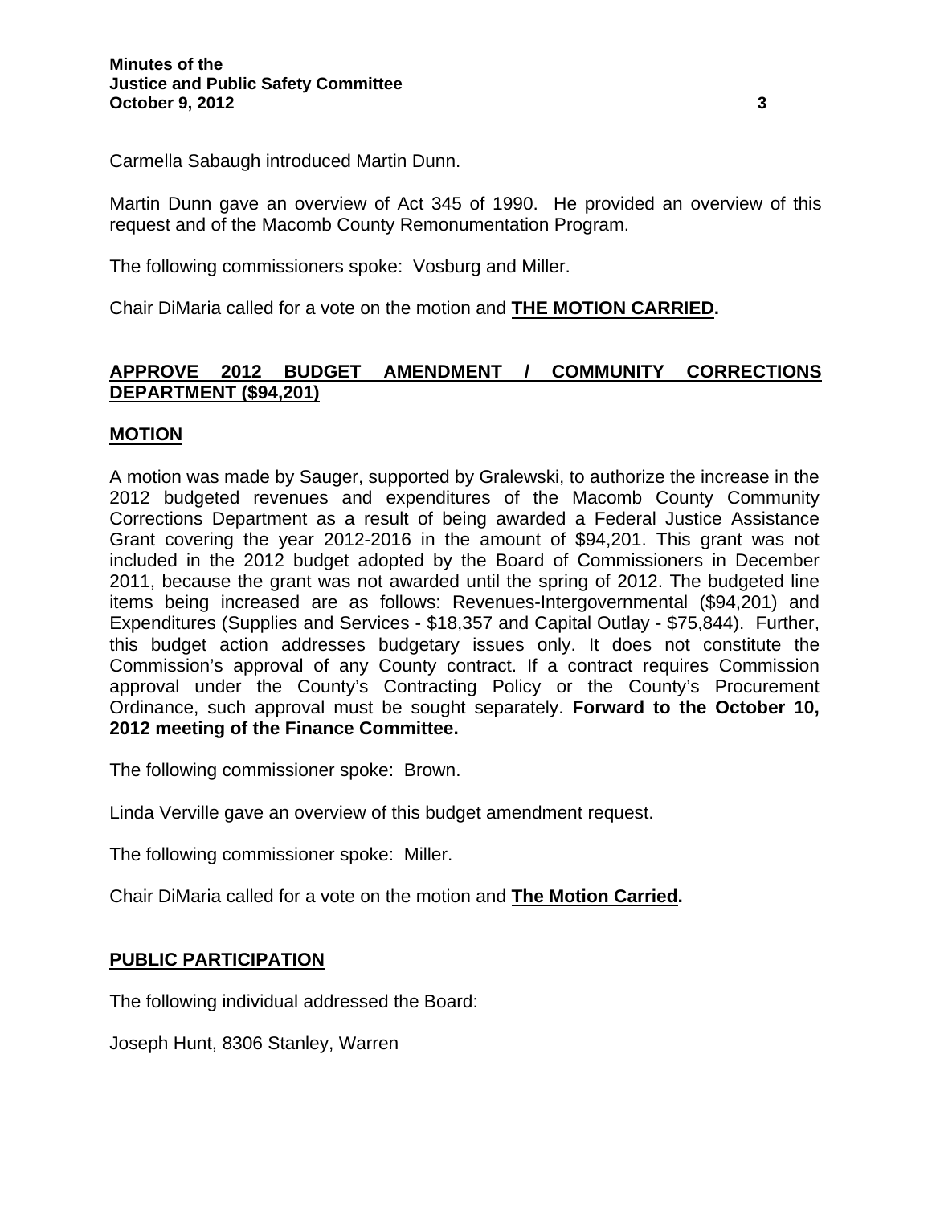Carmella Sabaugh introduced Martin Dunn.

Martin Dunn gave an overview of Act 345 of 1990. He provided an overview of this request and of the Macomb County Remonumentation Program.

The following commissioners spoke: Vosburg and Miller.

Chair DiMaria called for a vote on the motion and **THE MOTION CARRIED.**

## APPROVE 2012 BUDGET AMENDMENT / COMMUNITY CORRECTIONS DEPARTMENT ($94,201)

### MOTION

A motion was made by Sauger, supported by Gralewski, to authorize the increase in the 2012 budgeted revenues and expenditures of the Macomb County Community Corrections Department as a result of being awarded a Federal Justice Assistance Grant covering the year 2012-2016 in the amount of $94,201. This grant was not included in the 2012 budget adopted by the Board of Commissioners in December 2011, because the grant was not awarded until the spring of 2012. The budgeted line items being increased are as follows: Revenues-Intergovernmental ($94,201) and Expenditures (Supplies and Services - $18,357 and Capital Outlay - $75,844). Further, this budget action addresses budgetary issues only. It does not constitute the Commission's approval of any County contract. If a contract requires Commission approval under the County's Contracting Policy or the County's Procurement Ordinance, such approval must be sought separately. **Forward to the October 10, 2012 meeting of the Finance Committee.**

The following commissioner spoke: Brown.

Linda Verville gave an overview of this budget amendment request.

The following commissioner spoke: Miller.

Chair DiMaria called for a vote on the motion and **The Motion Carried.**

## PUBLIC PARTICIPATION

The following individual addressed the Board:

Joseph Hunt, 8306 Stanley, Warren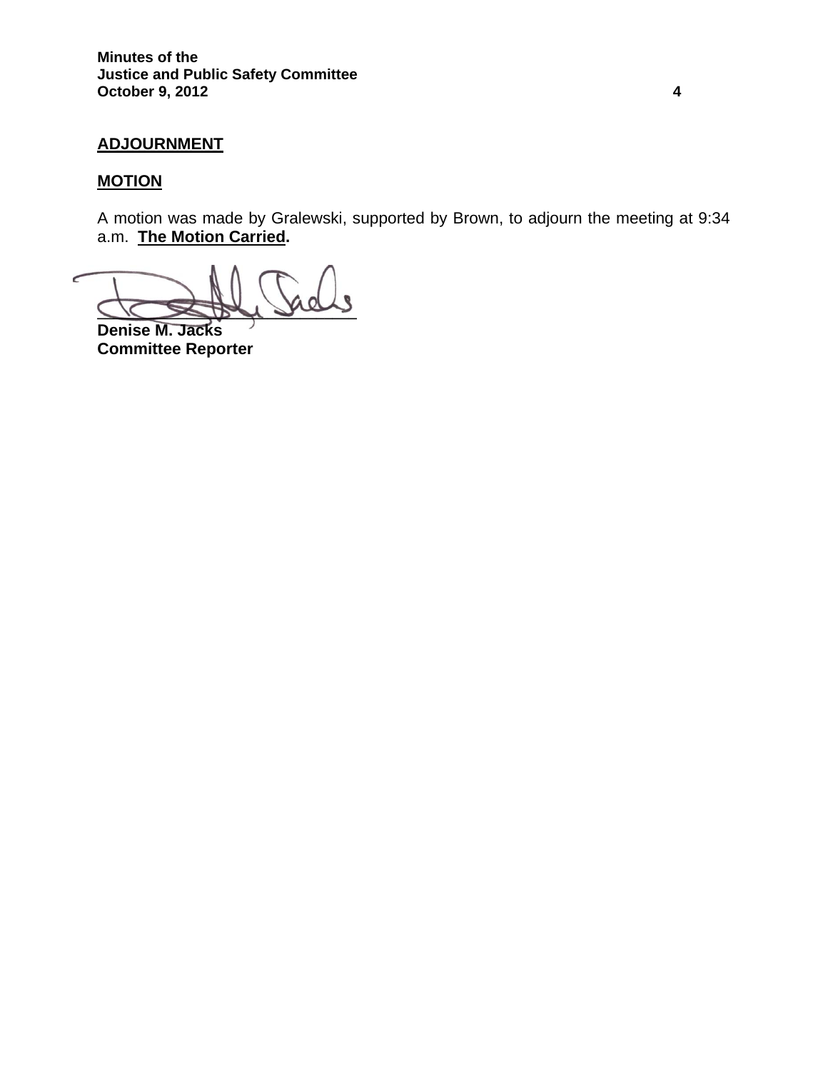## ADJOURNMENT

### MOTION

A motion was made by Gralewski, supported by Brown, to adjourn the meeting at 9:34 a.m. **The Motion Carried.**

**Denise M. Jacks**
**Committee Reporter**